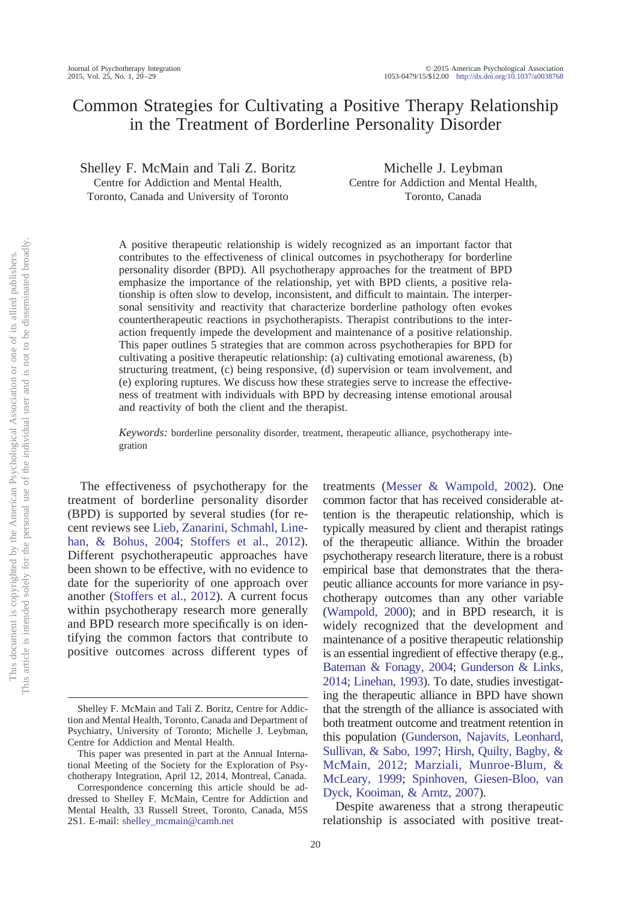# Common Strategies for Cultivating a Positive Therapy Relationship in the Treatment of Borderline Personality Disorder

Shelley F. McMain and Tali Z. Boritz
Centre for Addiction and Mental Health, Toronto, Canada and University of Toronto

Michelle J. Leybman
Centre for Addiction and Mental Health, Toronto, Canada

A positive therapeutic relationship is widely recognized as an important factor that contributes to the effectiveness of clinical outcomes in psychotherapy for borderline personality disorder (BPD). All psychotherapy approaches for the treatment of BPD emphasize the importance of the relationship, yet with BPD clients, a positive relationship is often slow to develop, inconsistent, and difficult to maintain. The interpersonal sensitivity and reactivity that characterize borderline pathology often evokes countertherapeutic reactions in psychotherapists. Therapist contributions to the interaction frequently impede the development and maintenance of a positive relationship. This paper outlines 5 strategies that are common across psychotherapies for BPD for cultivating a positive therapeutic relationship: (a) cultivating emotional awareness, (b) structuring treatment, (c) being responsive, (d) supervision or team involvement, and (e) exploring ruptures. We discuss how these strategies serve to increase the effectiveness of treatment with individuals with BPD by decreasing intense emotional arousal and reactivity of both the client and the therapist.

*Keywords:* borderline personality disorder, treatment, therapeutic alliance, psychotherapy integration

The effectiveness of psychotherapy for the treatment of borderline personality disorder (BPD) is supported by several studies (for recent reviews see Lieb, Zanarini, Schmahl, Linehan, & Bohus, 2004; Stoffers et al., 2012). Different psychotherapeutic approaches have been shown to be effective, with no evidence to date for the superiority of one approach over another (Stoffers et al., 2012). A current focus within psychotherapy research more generally and BPD research more specifically is on identifying the common factors that contribute to positive outcomes across different types of treatments (Messer & Wampold, 2002). One common factor that has received considerable attention is the therapeutic relationship, which is typically measured by client and therapist ratings of the therapeutic alliance. Within the broader psychotherapy research literature, there is a robust empirical base that demonstrates that the therapeutic alliance accounts for more variance in psychotherapy outcomes than any other variable (Wampold, 2000); and in BPD research, it is widely recognized that the development and maintenance of a positive therapeutic relationship is an essential ingredient of effective therapy (e.g., Bateman & Fonagy, 2004; Gunderson & Links, 2014; Linehan, 1993). To date, studies investigating the therapeutic alliance in BPD have shown that the strength of the alliance is associated with both treatment outcome and treatment retention in this population (Gunderson, Najavits, Leonhard, Sullivan, & Sabo, 1997; Hirsh, Quilty, Bagby, & McMain, 2012; Marziali, Munroe-Blum, & McLeary, 1999; Spinhoven, Giesen-Bloo, van Dyck, Kooiman, & Arntz, 2007).

Despite awareness that a strong therapeutic relationship is associated with positive treat-

---

Shelley F. McMain and Tali Z. Boritz, Centre for Addiction and Mental Health, Toronto, Canada and Department of Psychiatry, University of Toronto; Michelle J. Leybman, Centre for Addiction and Mental Health.

This paper was presented in part at the Annual International Meeting of the Society for the Exploration of Psychotherapy Integration, April 12, 2014, Montreal, Canada.

Correspondence concerning this article should be addressed to Shelley F. McMain, Centre for Addiction and Mental Health, 33 Russell Street, Toronto, Canada, M5S 2S1. E-mail: shelley_mcmain@camh.net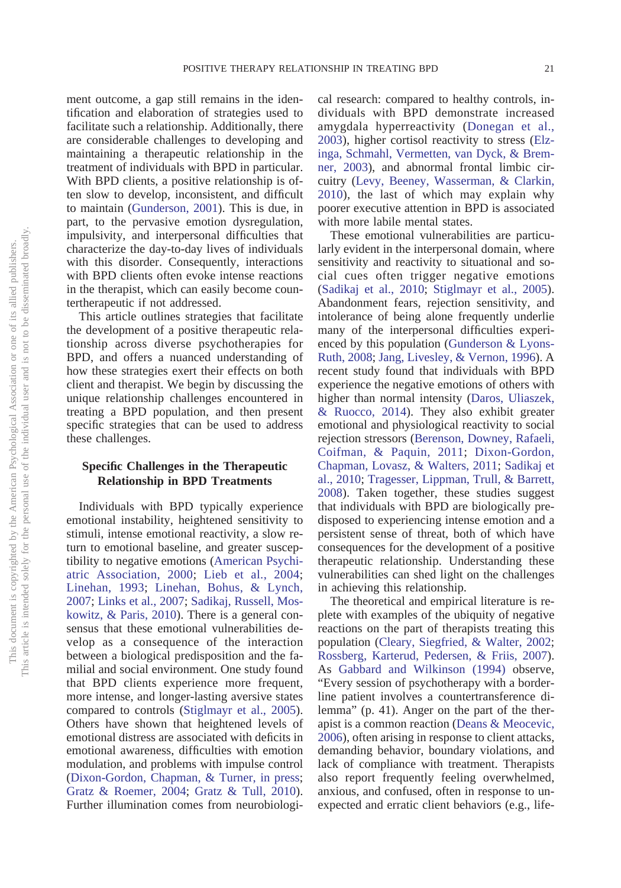ment outcome, a gap still remains in the identification and elaboration of strategies used to facilitate such a relationship. Additionally, there are considerable challenges to developing and maintaining a therapeutic relationship in the treatment of individuals with BPD in particular. With BPD clients, a positive relationship is often slow to develop, inconsistent, and difficult to maintain (Gunderson, 2001). This is due, in part, to the pervasive emotion dysregulation, impulsivity, and interpersonal difficulties that characterize the day-to-day lives of individuals with this disorder. Consequently, interactions with BPD clients often evoke intense reactions in the therapist, which can easily become countertherapeutic if not addressed.

This article outlines strategies that facilitate the development of a positive therapeutic relationship across diverse psychotherapies for BPD, and offers a nuanced understanding of how these strategies exert their effects on both client and therapist. We begin by discussing the unique relationship challenges encountered in treating a BPD population, and then present specific strategies that can be used to address these challenges.

## Specific Challenges in the Therapeutic Relationship in BPD Treatments

Individuals with BPD typically experience emotional instability, heightened sensitivity to stimuli, intense emotional reactivity, a slow return to emotional baseline, and greater susceptibility to negative emotions (American Psychiatric Association, 2000; Lieb et al., 2004; Linehan, 1993; Linehan, Bohus, & Lynch, 2007; Links et al., 2007; Sadikaj, Russell, Moskowitz, & Paris, 2010). There is a general consensus that these emotional vulnerabilities develop as a consequence of the interaction between a biological predisposition and the familial and social environment. One study found that BPD clients experience more frequent, more intense, and longer-lasting aversive states compared to controls (Stiglmayr et al., 2005). Others have shown that heightened levels of emotional distress are associated with deficits in emotional awareness, difficulties with emotion modulation, and problems with impulse control (Dixon-Gordon, Chapman, & Turner, in press; Gratz & Roemer, 2004; Gratz & Tull, 2010). Further illumination comes from neurobiological research: compared to healthy controls, individuals with BPD demonstrate increased amygdala hyperreactivity (Donegan et al., 2003), higher cortisol reactivity to stress (Elzinga, Schmahl, Vermetten, van Dyck, & Bremner, 2003), and abnormal frontal limbic circuitry (Levy, Beeney, Wasserman, & Clarkin, 2010), the last of which may explain why poorer executive attention in BPD is associated with more labile mental states.

These emotional vulnerabilities are particularly evident in the interpersonal domain, where sensitivity and reactivity to situational and social cues often trigger negative emotions (Sadikaj et al., 2010; Stiglmayr et al., 2005). Abandonment fears, rejection sensitivity, and intolerance of being alone frequently underlie many of the interpersonal difficulties experienced by this population (Gunderson & Lyons-Ruth, 2008; Jang, Livesley, & Vernon, 1996). A recent study found that individuals with BPD experience the negative emotions of others with higher than normal intensity (Daros, Uliaszek, & Ruocco, 2014). They also exhibit greater emotional and physiological reactivity to social rejection stressors (Berenson, Downey, Rafaeli, Coifman, & Paquin, 2011; Dixon-Gordon, Chapman, Lovasz, & Walters, 2011; Sadikaj et al., 2010; Tragesser, Lippman, Trull, & Barrett, 2008). Taken together, these studies suggest that individuals with BPD are biologically predisposed to experiencing intense emotion and a persistent sense of threat, both of which have consequences for the development of a positive therapeutic relationship. Understanding these vulnerabilities can shed light on the challenges in achieving this relationship.

The theoretical and empirical literature is replete with examples of the ubiquity of negative reactions on the part of therapists treating this population (Cleary, Siegfried, & Walter, 2002; Rossberg, Karterud, Pedersen, & Friis, 2007). As Gabbard and Wilkinson (1994) observe, "Every session of psychotherapy with a borderline patient involves a countertransference dilemma" (p. 41). Anger on the part of the therapist is a common reaction (Deans & Meocevic, 2006), often arising in response to client attacks, demanding behavior, boundary violations, and lack of compliance with treatment. Therapists also report frequently feeling overwhelmed, anxious, and confused, often in response to unexpected and erratic client behaviors (e.g., life-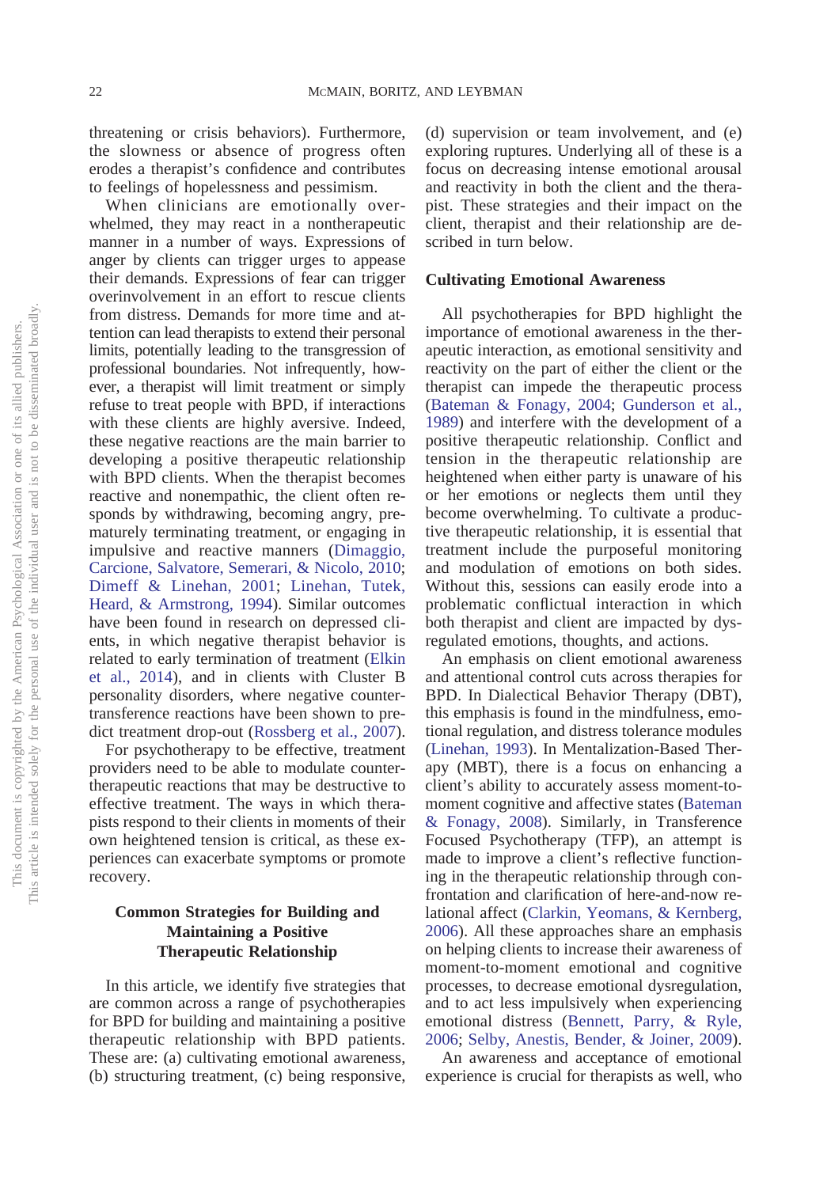threatening or crisis behaviors). Furthermore, the slowness or absence of progress often erodes a therapist's confidence and contributes to feelings of hopelessness and pessimism.

When clinicians are emotionally overwhelmed, they may react in a nontherapeutic manner in a number of ways. Expressions of anger by clients can trigger urges to appease their demands. Expressions of fear can trigger overinvolvement in an effort to rescue clients from distress. Demands for more time and attention can lead therapists to extend their personal limits, potentially leading to the transgression of professional boundaries. Not infrequently, however, a therapist will limit treatment or simply refuse to treat people with BPD, if interactions with these clients are highly aversive. Indeed, these negative reactions are the main barrier to developing a positive therapeutic relationship with BPD clients. When the therapist becomes reactive and nonempathic, the client often responds by withdrawing, becoming angry, prematurely terminating treatment, or engaging in impulsive and reactive manners (Dimaggio, Carcione, Salvatore, Semerari, & Nicolo, 2010; Dimeff & Linehan, 2001; Linehan, Tutek, Heard, & Armstrong, 1994). Similar outcomes have been found in research on depressed clients, in which negative therapist behavior is related to early termination of treatment (Elkin et al., 2014), and in clients with Cluster B personality disorders, where negative countertransference reactions have been shown to predict treatment drop-out (Rossberg et al., 2007).

For psychotherapy to be effective, treatment providers need to be able to modulate countertherapeutic reactions that may be destructive to effective treatment. The ways in which therapists respond to their clients in moments of their own heightened tension is critical, as these experiences can exacerbate symptoms or promote recovery.

## Common Strategies for Building and Maintaining a Positive Therapeutic Relationship

In this article, we identify five strategies that are common across a range of psychotherapies for BPD for building and maintaining a positive therapeutic relationship with BPD patients. These are: (a) cultivating emotional awareness, (b) structuring treatment, (c) being responsive, (d) supervision or team involvement, and (e) exploring ruptures. Underlying all of these is a focus on decreasing intense emotional arousal and reactivity in both the client and the therapist. These strategies and their impact on the client, therapist and their relationship are described in turn below.

### Cultivating Emotional Awareness

All psychotherapies for BPD highlight the importance of emotional awareness in the therapeutic interaction, as emotional sensitivity and reactivity on the part of either the client or the therapist can impede the therapeutic process (Bateman & Fonagy, 2004; Gunderson et al., 1989) and interfere with the development of a positive therapeutic relationship. Conflict and tension in the therapeutic relationship are heightened when either party is unaware of his or her emotions or neglects them until they become overwhelming. To cultivate a productive therapeutic relationship, it is essential that treatment include the purposeful monitoring and modulation of emotions on both sides. Without this, sessions can easily erode into a problematic conflictual interaction in which both therapist and client are impacted by dysregulated emotions, thoughts, and actions.

An emphasis on client emotional awareness and attentional control cuts across therapies for BPD. In Dialectical Behavior Therapy (DBT), this emphasis is found in the mindfulness, emotional regulation, and distress tolerance modules (Linehan, 1993). In Mentalization-Based Therapy (MBT), there is a focus on enhancing a client's ability to accurately assess moment-to-moment cognitive and affective states (Bateman & Fonagy, 2008). Similarly, in Transference Focused Psychotherapy (TFP), an attempt is made to improve a client's reflective functioning in the therapeutic relationship through confrontation and clarification of here-and-now relational affect (Clarkin, Yeomans, & Kernberg, 2006). All these approaches share an emphasis on helping clients to increase their awareness of moment-to-moment emotional and cognitive processes, to decrease emotional dysregulation, and to act less impulsively when experiencing emotional distress (Bennett, Parry, & Ryle, 2006; Selby, Anestis, Bender, & Joiner, 2009).

An awareness and acceptance of emotional experience is crucial for therapists as well, who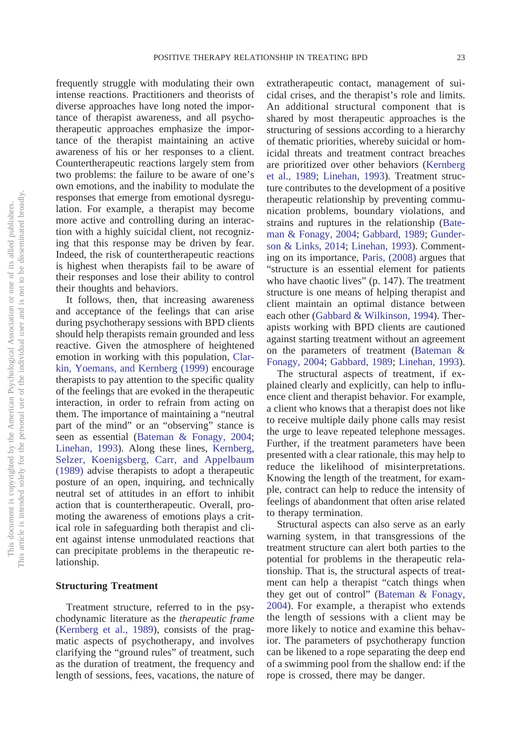frequently struggle with modulating their own intense reactions. Practitioners and theorists of diverse approaches have long noted the importance of therapist awareness, and all psychotherapeutic approaches emphasize the importance of the therapist maintaining an active awareness of his or her responses to a client. Countertherapeutic reactions largely stem from two problems: the failure to be aware of one's own emotions, and the inability to modulate the responses that emerge from emotional dysregulation. For example, a therapist may become more active and controlling during an interaction with a highly suicidal client, not recognizing that this response may be driven by fear. Indeed, the risk of countertherapeutic reactions is highest when therapists fail to be aware of their responses and lose their ability to control their thoughts and behaviors.

It follows, then, that increasing awareness and acceptance of the feelings that can arise during psychotherapy sessions with BPD clients should help therapists remain grounded and less reactive. Given the atmosphere of heightened emotion in working with this population, Clarkin, Yoemans, and Kernberg (1999) encourage therapists to pay attention to the specific quality of the feelings that are evoked in the therapeutic interaction, in order to refrain from acting on them. The importance of maintaining a "neutral part of the mind" or an "observing" stance is seen as essential (Bateman & Fonagy, 2004; Linehan, 1993). Along these lines, Kernberg, Selzer, Koenigsberg, Carr, and Appelbaum (1989) advise therapists to adopt a therapeutic posture of an open, inquiring, and technically neutral set of attitudes in an effort to inhibit action that is countertherapeutic. Overall, promoting the awareness of emotions plays a critical role in safeguarding both therapist and client against intense unmodulated reactions that can precipitate problems in the therapeutic relationship.

## Structuring Treatment

Treatment structure, referred to in the psychodynamic literature as the *therapeutic frame* (Kernberg et al., 1989), consists of the pragmatic aspects of psychotherapy, and involves clarifying the "ground rules" of treatment, such as the duration of treatment, the frequency and length of sessions, fees, vacations, the nature of extratherapeutic contact, management of suicidal crises, and the therapist's role and limits. An additional structural component that is shared by most therapeutic approaches is the structuring of sessions according to a hierarchy of thematic priorities, whereby suicidal or homicidal threats and treatment contract breaches are prioritized over other behaviors (Kernberg et al., 1989; Linehan, 1993). Treatment structure contributes to the development of a positive therapeutic relationship by preventing communication problems, boundary violations, and strains and ruptures in the relationship (Bateman & Fonagy, 2004; Gabbard, 1989; Gunderson & Links, 2014; Linehan, 1993). Commenting on its importance, Paris, (2008) argues that "structure is an essential element for patients who have chaotic lives" (p. 147). The treatment structure is one means of helping therapist and client maintain an optimal distance between each other (Gabbard & Wilkinson, 1994). Therapists working with BPD clients are cautioned against starting treatment without an agreement on the parameters of treatment (Bateman & Fonagy, 2004; Gabbard, 1989; Linehan, 1993).

The structural aspects of treatment, if explained clearly and explicitly, can help to influence client and therapist behavior. For example, a client who knows that a therapist does not like to receive multiple daily phone calls may resist the urge to leave repeated telephone messages. Further, if the treatment parameters have been presented with a clear rationale, this may help to reduce the likelihood of misinterpretations. Knowing the length of the treatment, for example, contract can help to reduce the intensity of feelings of abandonment that often arise related to therapy termination.

Structural aspects can also serve as an early warning system, in that transgressions of the treatment structure can alert both parties to the potential for problems in the therapeutic relationship. That is, the structural aspects of treatment can help a therapist "catch things when they get out of control" (Bateman & Fonagy, 2004). For example, a therapist who extends the length of sessions with a client may be more likely to notice and examine this behavior. The parameters of psychotherapy function can be likened to a rope separating the deep end of a swimming pool from the shallow end: if the rope is crossed, there may be danger.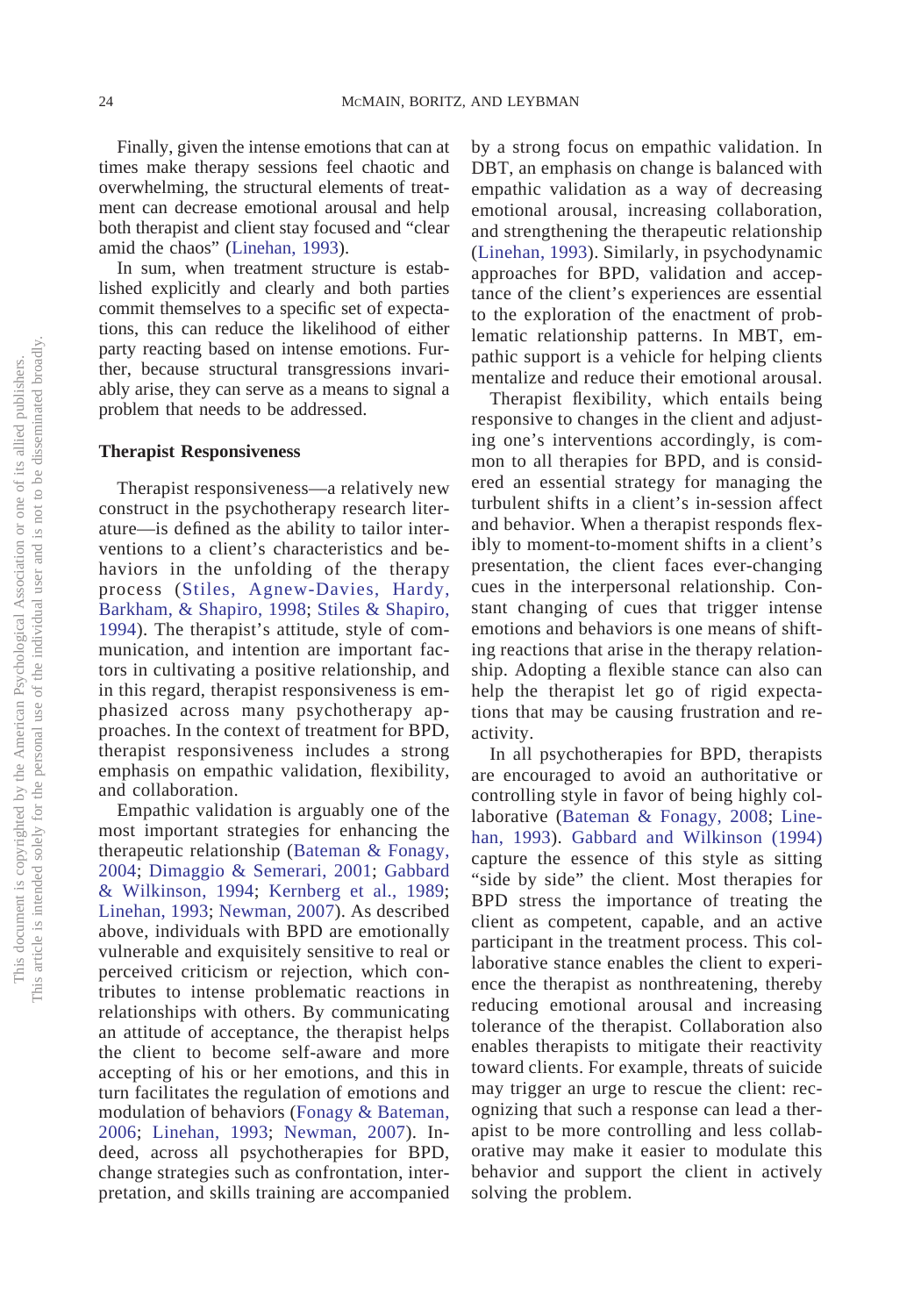Finally, given the intense emotions that can at times make therapy sessions feel chaotic and overwhelming, the structural elements of treatment can decrease emotional arousal and help both therapist and client stay focused and "clear amid the chaos" (Linehan, 1993).

In sum, when treatment structure is established explicitly and clearly and both parties commit themselves to a specific set of expectations, this can reduce the likelihood of either party reacting based on intense emotions. Further, because structural transgressions invariably arise, they can serve as a means to signal a problem that needs to be addressed.

### Therapist Responsiveness

Therapist responsiveness—a relatively new construct in the psychotherapy research literature—is defined as the ability to tailor interventions to a client's characteristics and behaviors in the unfolding of the therapy process (Stiles, Agnew-Davies, Hardy, Barkham, & Shapiro, 1998; Stiles & Shapiro, 1994). The therapist's attitude, style of communication, and intention are important factors in cultivating a positive relationship, and in this regard, therapist responsiveness is emphasized across many psychotherapy approaches. In the context of treatment for BPD, therapist responsiveness includes a strong emphasis on empathic validation, flexibility, and collaboration.

Empathic validation is arguably one of the most important strategies for enhancing the therapeutic relationship (Bateman & Fonagy, 2004; Dimaggio & Semerari, 2001; Gabbard & Wilkinson, 1994; Kernberg et al., 1989; Linehan, 1993; Newman, 2007). As described above, individuals with BPD are emotionally vulnerable and exquisitely sensitive to real or perceived criticism or rejection, which contributes to intense problematic reactions in relationships with others. By communicating an attitude of acceptance, the therapist helps the client to become self-aware and more accepting of his or her emotions, and this in turn facilitates the regulation of emotions and modulation of behaviors (Fonagy & Bateman, 2006; Linehan, 1993; Newman, 2007). Indeed, across all psychotherapies for BPD, change strategies such as confrontation, interpretation, and skills training are accompanied by a strong focus on empathic validation. In DBT, an emphasis on change is balanced with empathic validation as a way of decreasing emotional arousal, increasing collaboration, and strengthening the therapeutic relationship (Linehan, 1993). Similarly, in psychodynamic approaches for BPD, validation and acceptance of the client's experiences are essential to the exploration of the enactment of problematic relationship patterns. In MBT, empathic support is a vehicle for helping clients mentalize and reduce their emotional arousal.

Therapist flexibility, which entails being responsive to changes in the client and adjusting one's interventions accordingly, is common to all therapies for BPD, and is considered an essential strategy for managing the turbulent shifts in a client's in-session affect and behavior. When a therapist responds flexibly to moment-to-moment shifts in a client's presentation, the client faces ever-changing cues in the interpersonal relationship. Constant changing of cues that trigger intense emotions and behaviors is one means of shifting reactions that arise in the therapy relationship. Adopting a flexible stance can also can help the therapist let go of rigid expectations that may be causing frustration and reactivity.

In all psychotherapies for BPD, therapists are encouraged to avoid an authoritative or controlling style in favor of being highly collaborative (Bateman & Fonagy, 2008; Linehan, 1993). Gabbard and Wilkinson (1994) capture the essence of this style as sitting "side by side" the client. Most therapies for BPD stress the importance of treating the client as competent, capable, and an active participant in the treatment process. This collaborative stance enables the client to experience the therapist as nonthreatening, thereby reducing emotional arousal and increasing tolerance of the therapist. Collaboration also enables therapists to mitigate their reactivity toward clients. For example, threats of suicide may trigger an urge to rescue the client: recognizing that such a response can lead a therapist to be more controlling and less collaborative may make it easier to modulate this behavior and support the client in actively solving the problem.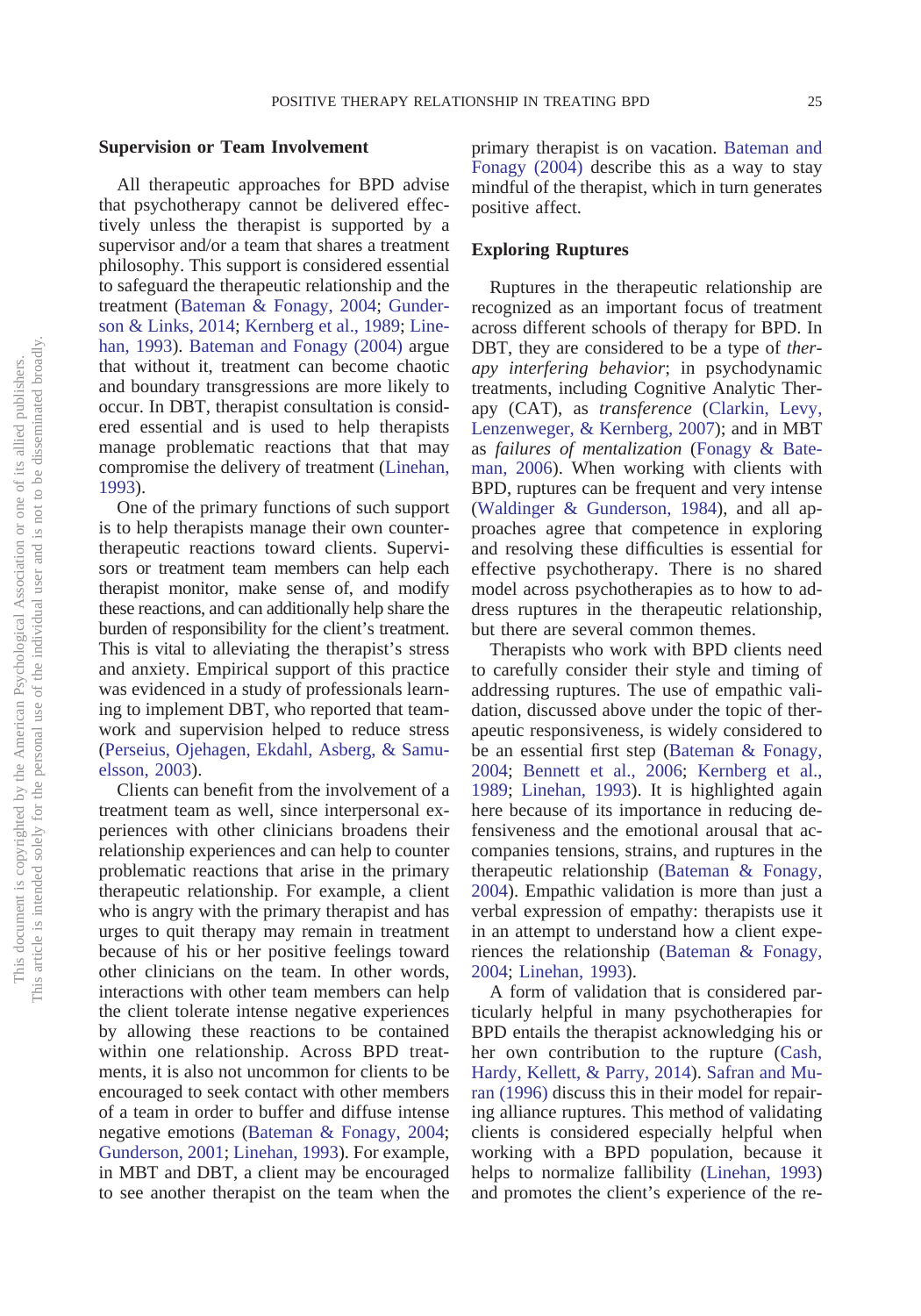## Supervision or Team Involvement

All therapeutic approaches for BPD advise that psychotherapy cannot be delivered effectively unless the therapist is supported by a supervisor and/or a team that shares a treatment philosophy. This support is considered essential to safeguard the therapeutic relationship and the treatment (Bateman & Fonagy, 2004; Gunderson & Links, 2014; Kernberg et al., 1989; Linehan, 1993). Bateman and Fonagy (2004) argue that without it, treatment can become chaotic and boundary transgressions are more likely to occur. In DBT, therapist consultation is considered essential and is used to help therapists manage problematic reactions that that may compromise the delivery of treatment (Linehan, 1993).

One of the primary functions of such support is to help therapists manage their own countertherapeutic reactions toward clients. Supervisors or treatment team members can help each therapist monitor, make sense of, and modify these reactions, and can additionally help share the burden of responsibility for the client's treatment. This is vital to alleviating the therapist's stress and anxiety. Empirical support of this practice was evidenced in a study of professionals learning to implement DBT, who reported that teamwork and supervision helped to reduce stress (Perseius, Ojehagen, Ekdahl, Asberg, & Samuelsson, 2003).

Clients can benefit from the involvement of a treatment team as well, since interpersonal experiences with other clinicians broadens their relationship experiences and can help to counter problematic reactions that arise in the primary therapeutic relationship. For example, a client who is angry with the primary therapist and has urges to quit therapy may remain in treatment because of his or her positive feelings toward other clinicians on the team. In other words, interactions with other team members can help the client tolerate intense negative experiences by allowing these reactions to be contained within one relationship. Across BPD treatments, it is also not uncommon for clients to be encouraged to seek contact with other members of a team in order to buffer and diffuse intense negative emotions (Bateman & Fonagy, 2004; Gunderson, 2001; Linehan, 1993). For example, in MBT and DBT, a client may be encouraged to see another therapist on the team when the primary therapist is on vacation. Bateman and Fonagy (2004) describe this as a way to stay mindful of the therapist, which in turn generates positive affect.

## Exploring Ruptures

Ruptures in the therapeutic relationship are recognized as an important focus of treatment across different schools of therapy for BPD. In DBT, they are considered to be a type of *therapy interfering behavior*; in psychodynamic treatments, including Cognitive Analytic Therapy (CAT), as *transference* (Clarkin, Levy, Lenzenweger, & Kernberg, 2007); and in MBT as *failures of mentalization* (Fonagy & Bateman, 2006). When working with clients with BPD, ruptures can be frequent and very intense (Waldinger & Gunderson, 1984), and all approaches agree that competence in exploring and resolving these difficulties is essential for effective psychotherapy. There is no shared model across psychotherapies as to how to address ruptures in the therapeutic relationship, but there are several common themes.

Therapists who work with BPD clients need to carefully consider their style and timing of addressing ruptures. The use of empathic validation, discussed above under the topic of therapeutic responsiveness, is widely considered to be an essential first step (Bateman & Fonagy, 2004; Bennett et al., 2006; Kernberg et al., 1989; Linehan, 1993). It is highlighted again here because of its importance in reducing defensiveness and the emotional arousal that accompanies tensions, strains, and ruptures in the therapeutic relationship (Bateman & Fonagy, 2004). Empathic validation is more than just a verbal expression of empathy: therapists use it in an attempt to understand how a client experiences the relationship (Bateman & Fonagy, 2004; Linehan, 1993).

A form of validation that is considered particularly helpful in many psychotherapies for BPD entails the therapist acknowledging his or her own contribution to the rupture (Cash, Hardy, Kellett, & Parry, 2014). Safran and Muran (1996) discuss this in their model for repairing alliance ruptures. This method of validating clients is considered especially helpful when working with a BPD population, because it helps to normalize fallibility (Linehan, 1993) and promotes the client's experience of the re-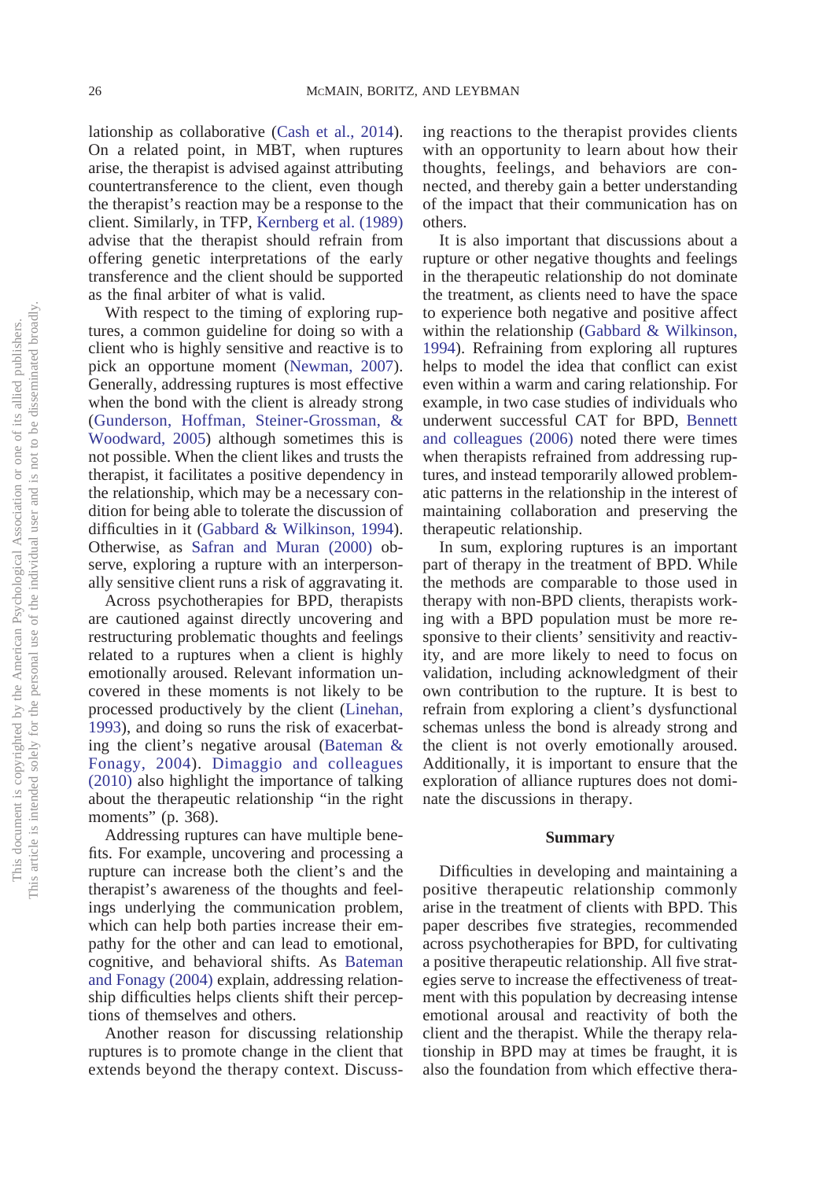lationship as collaborative (Cash et al., 2014). On a related point, in MBT, when ruptures arise, the therapist is advised against attributing countertransference to the client, even though the therapist's reaction may be a response to the client. Similarly, in TFP, Kernberg et al. (1989) advise that the therapist should refrain from offering genetic interpretations of the early transference and the client should be supported as the final arbiter of what is valid.

With respect to the timing of exploring ruptures, a common guideline for doing so with a client who is highly sensitive and reactive is to pick an opportune moment (Newman, 2007). Generally, addressing ruptures is most effective when the bond with the client is already strong (Gunderson, Hoffman, Steiner-Grossman, & Woodward, 2005) although sometimes this is not possible. When the client likes and trusts the therapist, it facilitates a positive dependency in the relationship, which may be a necessary condition for being able to tolerate the discussion of difficulties in it (Gabbard & Wilkinson, 1994). Otherwise, as Safran and Muran (2000) observe, exploring a rupture with an interpersonally sensitive client runs a risk of aggravating it.

Across psychotherapies for BPD, therapists are cautioned against directly uncovering and restructuring problematic thoughts and feelings related to a ruptures when a client is highly emotionally aroused. Relevant information uncovered in these moments is not likely to be processed productively by the client (Linehan, 1993), and doing so runs the risk of exacerbating the client's negative arousal (Bateman & Fonagy, 2004). Dimaggio and colleagues (2010) also highlight the importance of talking about the therapeutic relationship "in the right moments" (p. 368).

Addressing ruptures can have multiple benefits. For example, uncovering and processing a rupture can increase both the client's and the therapist's awareness of the thoughts and feelings underlying the communication problem, which can help both parties increase their empathy for the other and can lead to emotional, cognitive, and behavioral shifts. As Bateman and Fonagy (2004) explain, addressing relationship difficulties helps clients shift their perceptions of themselves and others.

Another reason for discussing relationship ruptures is to promote change in the client that extends beyond the therapy context. Discussing reactions to the therapist provides clients with an opportunity to learn about how their thoughts, feelings, and behaviors are connected, and thereby gain a better understanding of the impact that their communication has on others.

It is also important that discussions about a rupture or other negative thoughts and feelings in the therapeutic relationship do not dominate the treatment, as clients need to have the space to experience both negative and positive affect within the relationship (Gabbard & Wilkinson, 1994). Refraining from exploring all ruptures helps to model the idea that conflict can exist even within a warm and caring relationship. For example, in two case studies of individuals who underwent successful CAT for BPD, Bennett and colleagues (2006) noted there were times when therapists refrained from addressing ruptures, and instead temporarily allowed problematic patterns in the relationship in the interest of maintaining collaboration and preserving the therapeutic relationship.

In sum, exploring ruptures is an important part of therapy in the treatment of BPD. While the methods are comparable to those used in therapy with non-BPD clients, therapists working with a BPD population must be more responsive to their clients' sensitivity and reactivity, and are more likely to need to focus on validation, including acknowledgment of their own contribution to the rupture. It is best to refrain from exploring a client's dysfunctional schemas unless the bond is already strong and the client is not overly emotionally aroused. Additionally, it is important to ensure that the exploration of alliance ruptures does not dominate the discussions in therapy.

## Summary

Difficulties in developing and maintaining a positive therapeutic relationship commonly arise in the treatment of clients with BPD. This paper describes five strategies, recommended across psychotherapies for BPD, for cultivating a positive therapeutic relationship. All five strategies serve to increase the effectiveness of treatment with this population by decreasing intense emotional arousal and reactivity of both the client and the therapist. While the therapy relationship in BPD may at times be fraught, it is also the foundation from which effective thera-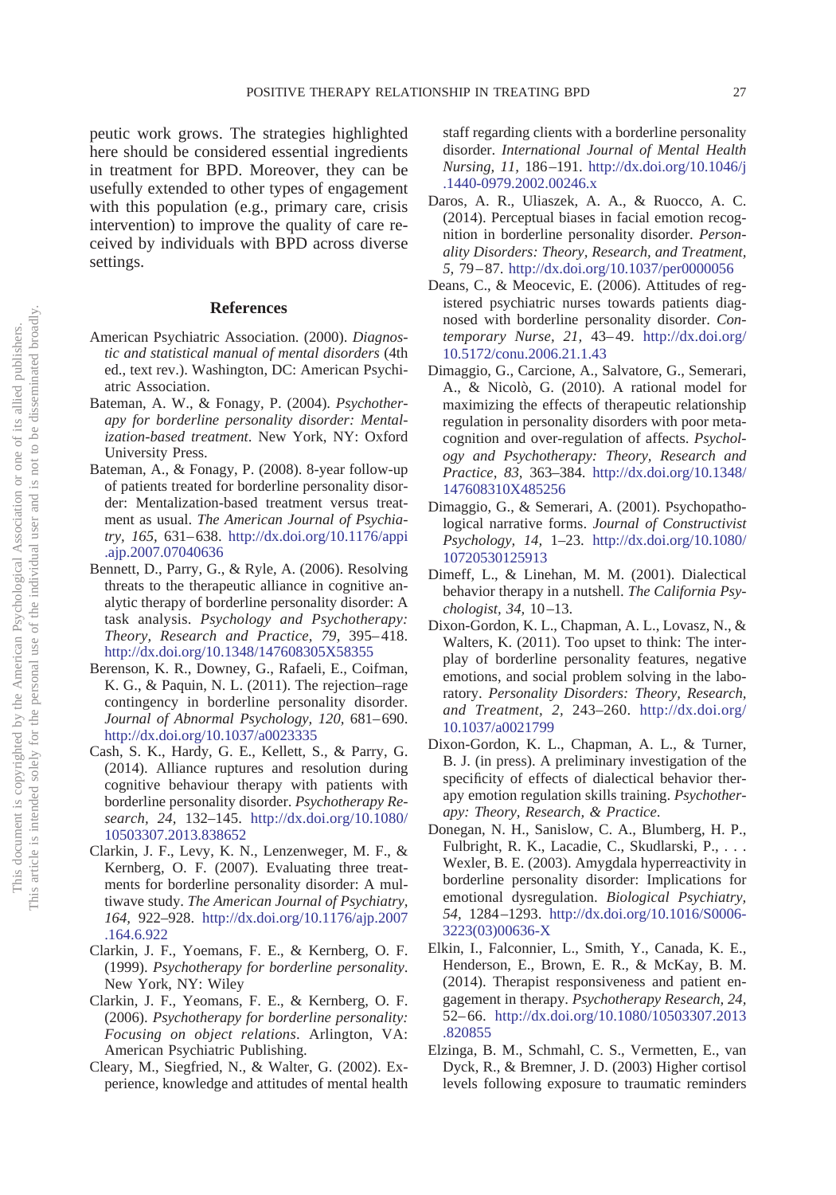peutic work grows. The strategies highlighted here should be considered essential ingredients in treatment for BPD. Moreover, they can be usefully extended to other types of engagement with this population (e.g., primary care, crisis intervention) to improve the quality of care received by individuals with BPD across diverse settings.

## References

American Psychiatric Association. (2000). *Diagnostic and statistical manual of mental disorders* (4th ed., text rev.). Washington, DC: American Psychiatric Association.

Bateman, A. W., & Fonagy, P. (2004). *Psychotherapy for borderline personality disorder: Mentalization-based treatment*. New York, NY: Oxford University Press.

Bateman, A., & Fonagy, P. (2008). 8-year follow-up of patients treated for borderline personality disorder: Mentalization-based treatment versus treatment as usual. *The American Journal of Psychiatry, 165,* 631–638. http://dx.doi.org/10.1176/appi.ajp.2007.07040636

Bennett, D., Parry, G., & Ryle, A. (2006). Resolving threats to the therapeutic alliance in cognitive analytic therapy of borderline personality disorder: A task analysis. *Psychology and Psychotherapy: Theory, Research and Practice, 79,* 395–418. http://dx.doi.org/10.1348/147608305X58355

Berenson, K. R., Downey, G., Rafaeli, E., Coifman, K. G., & Paquin, N. L. (2011). The rejection–rage contingency in borderline personality disorder. *Journal of Abnormal Psychology, 120,* 681–690. http://dx.doi.org/10.1037/a0023335

Cash, S. K., Hardy, G. E., Kellett, S., & Parry, G. (2014). Alliance ruptures and resolution during cognitive behaviour therapy with patients with borderline personality disorder. *Psychotherapy Research, 24,* 132–145. http://dx.doi.org/10.1080/10503307.2013.838652

Clarkin, J. F., Levy, K. N., Lenzenweger, M. F., & Kernberg, O. F. (2007). Evaluating three treatments for borderline personality disorder: A multiwave study. *The American Journal of Psychiatry, 164,* 922–928. http://dx.doi.org/10.1176/ajp.2007.164.6.922

Clarkin, J. F., Yoemans, F. E., & Kernberg, O. F. (1999). *Psychotherapy for borderline personality*. New York, NY: Wiley

Clarkin, J. F., Yeomans, F. E., & Kernberg, O. F. (2006). *Psychotherapy for borderline personality: Focusing on object relations*. Arlington, VA: American Psychiatric Publishing.

Cleary, M., Siegfried, N., & Walter, G. (2002). Experience, knowledge and attitudes of mental health staff regarding clients with a borderline personality disorder. *International Journal of Mental Health Nursing, 11,* 186–191. http://dx.doi.org/10.1046/j.1440-0979.2002.00246.x

Daros, A. R., Uliaszek, A. A., & Ruocco, A. C. (2014). Perceptual biases in facial emotion recognition in borderline personality disorder. *Personality Disorders: Theory, Research, and Treatment, 5,* 79–87. http://dx.doi.org/10.1037/per0000056

Deans, C., & Meocevic, E. (2006). Attitudes of registered psychiatric nurses towards patients diagnosed with borderline personality disorder. *Contemporary Nurse, 21,* 43–49. http://dx.doi.org/10.5172/conu.2006.21.1.43

Dimaggio, G., Carcione, A., Salvatore, G., Semerari, A., & Nicolò, G. (2010). A rational model for maximizing the effects of therapeutic relationship regulation in personality disorders with poor metacognition and over-regulation of affects. *Psychology and Psychotherapy: Theory, Research and Practice, 83,* 363–384. http://dx.doi.org/10.1348/147608310X485256

Dimaggio, G., & Semerari, A. (2001). Psychopathological narrative forms. *Journal of Constructivist Psychology, 14,* 1–23. http://dx.doi.org/10.1080/10720530125913

Dimeff, L., & Linehan, M. M. (2001). Dialectical behavior therapy in a nutshell. *The California Psychologist, 34,* 10–13.

Dixon-Gordon, K. L., Chapman, A. L., Lovasz, N., & Walters, K. (2011). Too upset to think: The interplay of borderline personality features, negative emotions, and social problem solving in the laboratory. *Personality Disorders: Theory, Research, and Treatment, 2,* 243–260. http://dx.doi.org/10.1037/a0021799

Dixon-Gordon, K. L., Chapman, A. L., & Turner, B. J. (in press). A preliminary investigation of the specificity of effects of dialectical behavior therapy emotion regulation skills training. *Psychotherapy: Theory, Research, & Practice.*

Donegan, N. H., Sanislow, C. A., Blumberg, H. P., Fulbright, R. K., Lacadie, C., Skudlarski, P., . . . Wexler, B. E. (2003). Amygdala hyperreactivity in borderline personality disorder: Implications for emotional dysregulation. *Biological Psychiatry, 54,* 1284–1293. http://dx.doi.org/10.1016/S0006-3223(03)00636-X

Elkin, I., Falconnier, L., Smith, Y., Canada, K. E., Henderson, E., Brown, E. R., & McKay, B. M. (2014). Therapist responsiveness and patient engagement in therapy. *Psychotherapy Research, 24,* 52–66. http://dx.doi.org/10.1080/10503307.2013.820855

Elzinga, B. M., Schmahl, C. S., Vermetten, E., van Dyck, R., & Bremner, J. D. (2003) Higher cortisol levels following exposure to traumatic reminders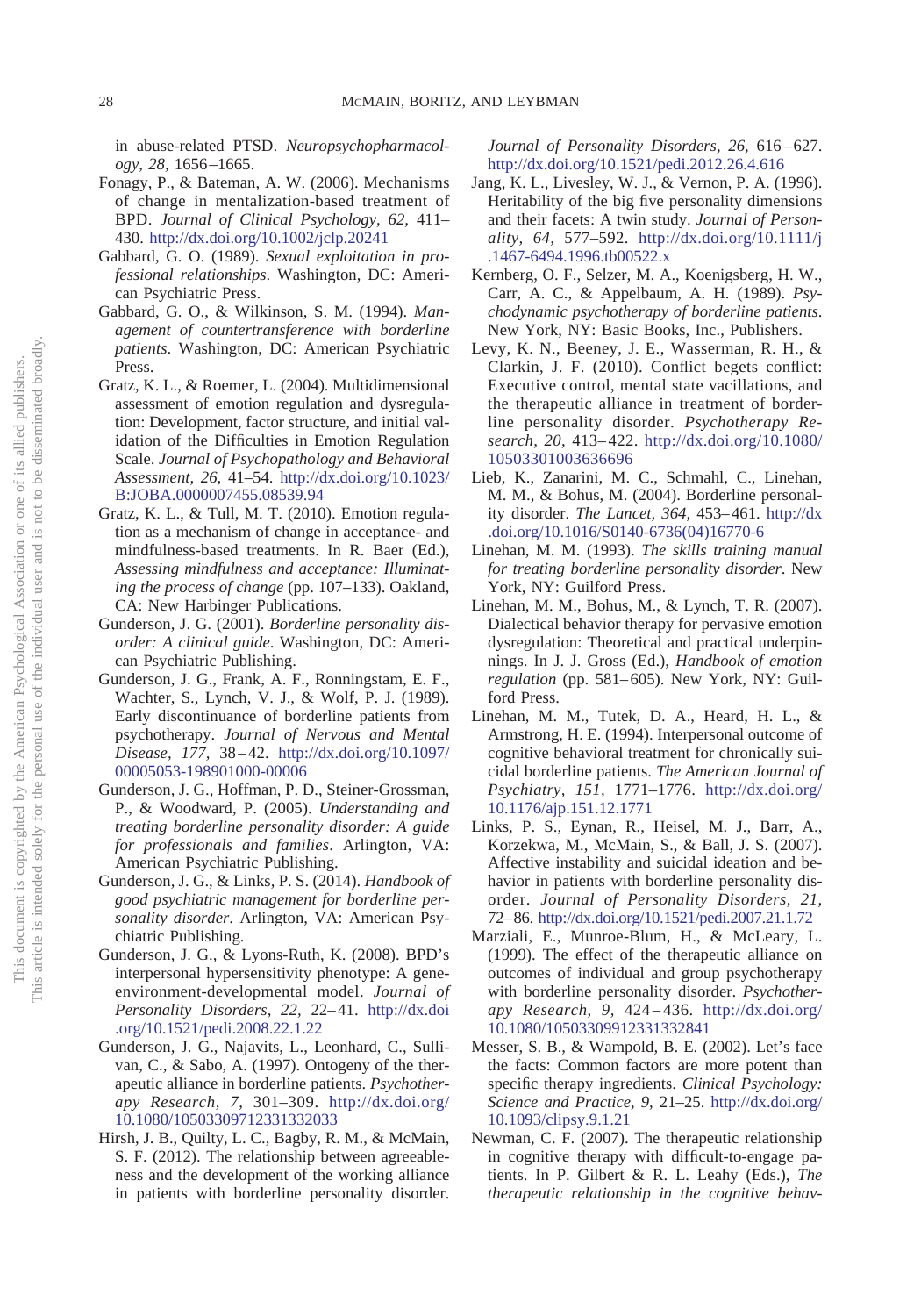in abuse-related PTSD. *Neuropsychopharmacology, 28,* 1656–1665.

Fonagy, P., & Bateman, A. W. (2006). Mechanisms of change in mentalization-based treatment of BPD. *Journal of Clinical Psychology, 62,* 411–430. http://dx.doi.org/10.1002/jclp.20241

Gabbard, G. O. (1989). *Sexual exploitation in professional relationships*. Washington, DC: American Psychiatric Press.

Gabbard, G. O., & Wilkinson, S. M. (1994). *Management of countertransference with borderline patients*. Washington, DC: American Psychiatric Press.

Gratz, K. L., & Roemer, L. (2004). Multidimensional assessment of emotion regulation and dysregulation: Development, factor structure, and initial validation of the Difficulties in Emotion Regulation Scale. *Journal of Psychopathology and Behavioral Assessment, 26,* 41–54. http://dx.doi.org/10.1023/B:JOBA.0000007455.08539.94

Gratz, K. L., & Tull, M. T. (2010). Emotion regulation as a mechanism of change in acceptance- and mindfulness-based treatments. In R. Baer (Ed.), *Assessing mindfulness and acceptance: Illuminating the process of change* (pp. 107–133). Oakland, CA: New Harbinger Publications.

Gunderson, J. G. (2001). *Borderline personality disorder: A clinical guide*. Washington, DC: American Psychiatric Publishing.

Gunderson, J. G., Frank, A. F., Ronningstam, E. F., Wachter, S., Lynch, V. J., & Wolf, P. J. (1989). Early discontinuance of borderline patients from psychotherapy. *Journal of Nervous and Mental Disease, 177,* 38–42. http://dx.doi.org/10.1097/00005053-198901000-00006

Gunderson, J. G., Hoffman, P. D., Steiner-Grossman, P., & Woodward, P. (2005). *Understanding and treating borderline personality disorder: A guide for professionals and families*. Arlington, VA: American Psychiatric Publishing.

Gunderson, J. G., & Links, P. S. (2014). *Handbook of good psychiatric management for borderline personality disorder*. Arlington, VA: American Psychiatric Publishing.

Gunderson, J. G., & Lyons-Ruth, K. (2008). BPD's interpersonal hypersensitivity phenotype: A gene-environment-developmental model. *Journal of Personality Disorders, 22,* 22–41. http://dx.doi.org/10.1521/pedi.2008.22.1.22

Gunderson, J. G., Najavits, L., Leonhard, C., Sullivan, C., & Sabo, A. (1997). Ontogeny of the therapeutic alliance in borderline patients. *Psychotherapy Research, 7,* 301–309. http://dx.doi.org/10.1080/10503309712331332033

Hirsh, J. B., Quilty, L. C., Bagby, R. M., & McMain, S. F. (2012). The relationship between agreeableness and the development of the working alliance in patients with borderline personality disorder. *Journal of Personality Disorders, 26,* 616–627. http://dx.doi.org/10.1521/pedi.2012.26.4.616

Jang, K. L., Livesley, W. J., & Vernon, P. A. (1996). Heritability of the big five personality dimensions and their facets: A twin study. *Journal of Personality, 64,* 577–592. http://dx.doi.org/10.1111/j.1467-6494.1996.tb00522.x

Kernberg, O. F., Selzer, M. A., Koenigsberg, H. W., Carr, A. C., & Appelbaum, A. H. (1989). *Psychodynamic psychotherapy of borderline patients*. New York, NY: Basic Books, Inc., Publishers.

Levy, K. N., Beeney, J. E., Wasserman, R. H., & Clarkin, J. F. (2010). Conflict begets conflict: Executive control, mental state vacillations, and the therapeutic alliance in treatment of borderline personality disorder. *Psychotherapy Research, 20,* 413–422. http://dx.doi.org/10.1080/10503301003636696

Lieb, K., Zanarini, M. C., Schmahl, C., Linehan, M. M., & Bohus, M. (2004). Borderline personality disorder. *The Lancet, 364,* 453–461. http://dx.doi.org/10.1016/S0140-6736(04)16770-6

Linehan, M. M. (1993). *The skills training manual for treating borderline personality disorder*. New York, NY: Guilford Press.

Linehan, M. M., Bohus, M., & Lynch, T. R. (2007). Dialectical behavior therapy for pervasive emotion dysregulation: Theoretical and practical underpinnings. In J. J. Gross (Ed.), *Handbook of emotion regulation* (pp. 581–605). New York, NY: Guilford Press.

Linehan, M. M., Tutek, D. A., Heard, H. L., & Armstrong, H. E. (1994). Interpersonal outcome of cognitive behavioral treatment for chronically suicidal borderline patients. *The American Journal of Psychiatry, 151,* 1771–1776. http://dx.doi.org/10.1176/ajp.151.12.1771

Links, P. S., Eynan, R., Heisel, M. J., Barr, A., Korzekwa, M., McMain, S., & Ball, J. S. (2007). Affective instability and suicidal ideation and behavior in patients with borderline personality disorder. *Journal of Personality Disorders, 21,* 72–86. http://dx.doi.org/10.1521/pedi.2007.21.1.72

Marziali, E., Munroe-Blum, H., & McLeary, L. (1999). The effect of the therapeutic alliance on outcomes of individual and group psychotherapy with borderline personality disorder. *Psychotherapy Research, 9,* 424–436. http://dx.doi.org/10.1080/10503309912331332841

Messer, S. B., & Wampold, B. E. (2002). Let's face the facts: Common factors are more potent than specific therapy ingredients. *Clinical Psychology: Science and Practice, 9,* 21–25. http://dx.doi.org/10.1093/clipsy.9.1.21

Newman, C. F. (2007). The therapeutic relationship in cognitive therapy with difficult-to-engage patients. In P. Gilbert & R. L. Leahy (Eds.), *The therapeutic relationship in the cognitive behav-*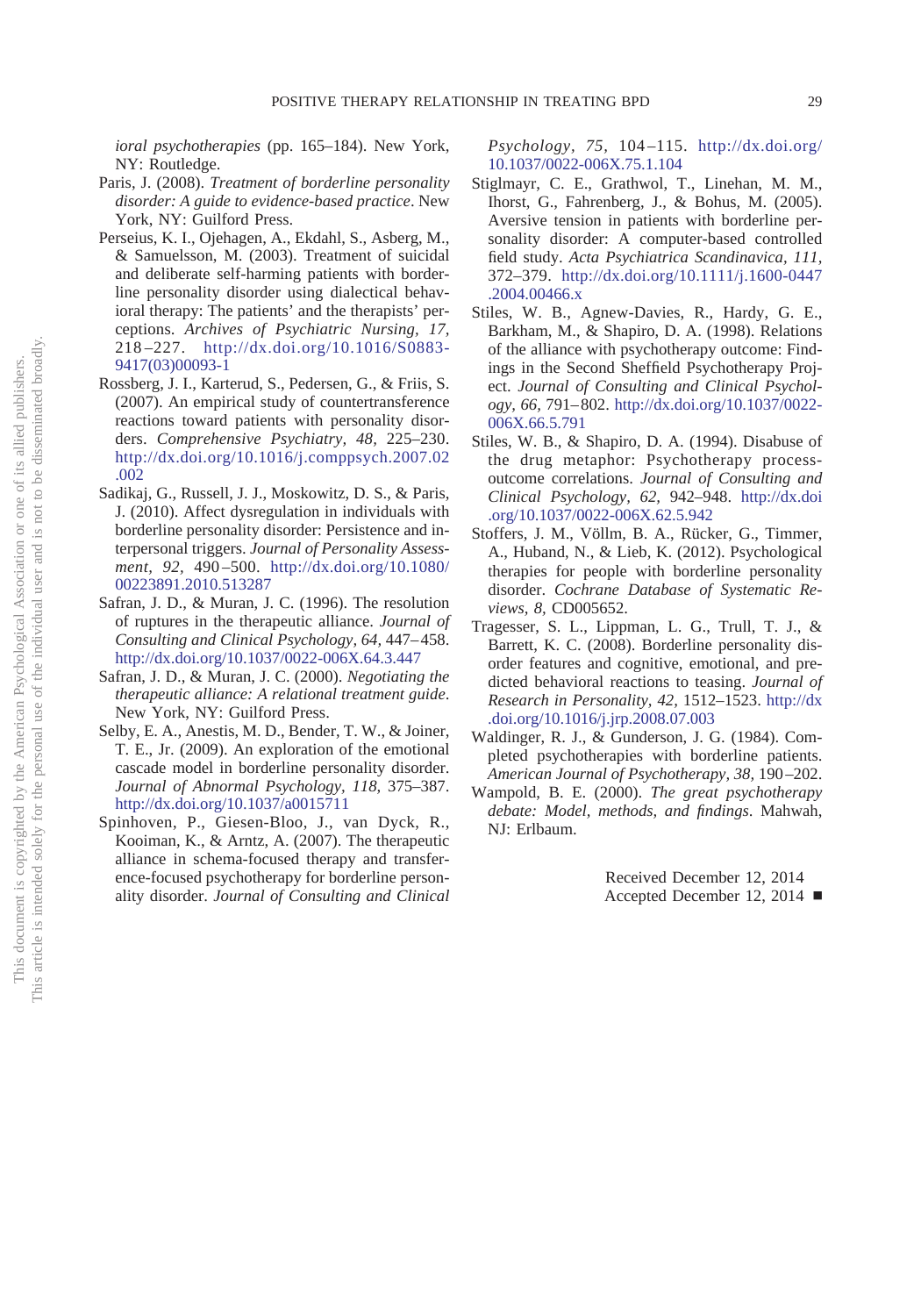ioral psychotherapies* (pp. 165–184). New York, NY: Routledge.

Paris, J. (2008). *Treatment of borderline personality disorder: A guide to evidence-based practice*. New York, NY: Guilford Press.

Perseius, K. I., Ojehagen, A., Ekdahl, S., Asberg, M., & Samuelsson, M. (2003). Treatment of suicidal and deliberate self-harming patients with borderline personality disorder using dialectical behavioral therapy: The patients' and the therapists' perceptions. *Archives of Psychiatric Nursing, 17,* 218–227. http://dx.doi.org/10.1016/S0883-9417(03)00093-1

Rossberg, J. I., Karterud, S., Pedersen, G., & Friis, S. (2007). An empirical study of countertransference reactions toward patients with personality disorders. *Comprehensive Psychiatry, 48,* 225–230. http://dx.doi.org/10.1016/j.comppsych.2007.02.002

Sadikaj, G., Russell, J. J., Moskowitz, D. S., & Paris, J. (2010). Affect dysregulation in individuals with borderline personality disorder: Persistence and interpersonal triggers. *Journal of Personality Assessment, 92,* 490–500. http://dx.doi.org/10.1080/00223891.2010.513287

Safran, J. D., & Muran, J. C. (1996). The resolution of ruptures in the therapeutic alliance. *Journal of Consulting and Clinical Psychology, 64,* 447–458. http://dx.doi.org/10.1037/0022-006X.64.3.447

Safran, J. D., & Muran, J. C. (2000). *Negotiating the therapeutic alliance: A relational treatment guide*. New York, NY: Guilford Press.

Selby, E. A., Anestis, M. D., Bender, T. W., & Joiner, T. E., Jr. (2009). An exploration of the emotional cascade model in borderline personality disorder. *Journal of Abnormal Psychology, 118,* 375–387. http://dx.doi.org/10.1037/a0015711

Spinhoven, P., Giesen-Bloo, J., van Dyck, R., Kooiman, K., & Arntz, A. (2007). The therapeutic alliance in schema-focused therapy and transference-focused psychotherapy for borderline personality disorder. *Journal of Consulting and Clinical Psychology, 75,* 104–115. http://dx.doi.org/10.1037/0022-006X.75.1.104

Stiglmayr, C. E., Grathwol, T., Linehan, M. M., Ihorst, G., Fahrenberg, J., & Bohus, M. (2005). Aversive tension in patients with borderline personality disorder: A computer-based controlled field study. *Acta Psychiatrica Scandinavica, 111,* 372–379. http://dx.doi.org/10.1111/j.1600-0447.2004.00466.x

Stiles, W. B., Agnew-Davies, R., Hardy, G. E., Barkham, M., & Shapiro, D. A. (1998). Relations of the alliance with psychotherapy outcome: Findings in the Second Sheffield Psychotherapy Project. *Journal of Consulting and Clinical Psychology, 66,* 791–802. http://dx.doi.org/10.1037/0022-006X.66.5.791

Stiles, W. B., & Shapiro, D. A. (1994). Disabuse of the drug metaphor: Psychotherapy process-outcome correlations. *Journal of Consulting and Clinical Psychology, 62,* 942–948. http://dx.doi.org/10.1037/0022-006X.62.5.942

Stoffers, J. M., Völlm, B. A., Rücker, G., Timmer, A., Huband, N., & Lieb, K. (2012). Psychological therapies for people with borderline personality disorder. *Cochrane Database of Systematic Reviews, 8,* CD005652.

Tragesser, S. L., Lippman, L. G., Trull, T. J., & Barrett, K. C. (2008). Borderline personality disorder features and cognitive, emotional, and predicted behavioral reactions to teasing. *Journal of Research in Personality, 42,* 1512–1523. http://dx.doi.org/10.1016/j.jrp.2008.07.003

Waldinger, R. J., & Gunderson, J. G. (1984). Completed psychotherapies with borderline patients. *American Journal of Psychotherapy, 38,* 190–202.

Wampold, B. E. (2000). *The great psychotherapy debate: Model, methods, and findings*. Mahwah, NJ: Erlbaum.

Received December 12, 2014
Accepted December 12, 2014 ■